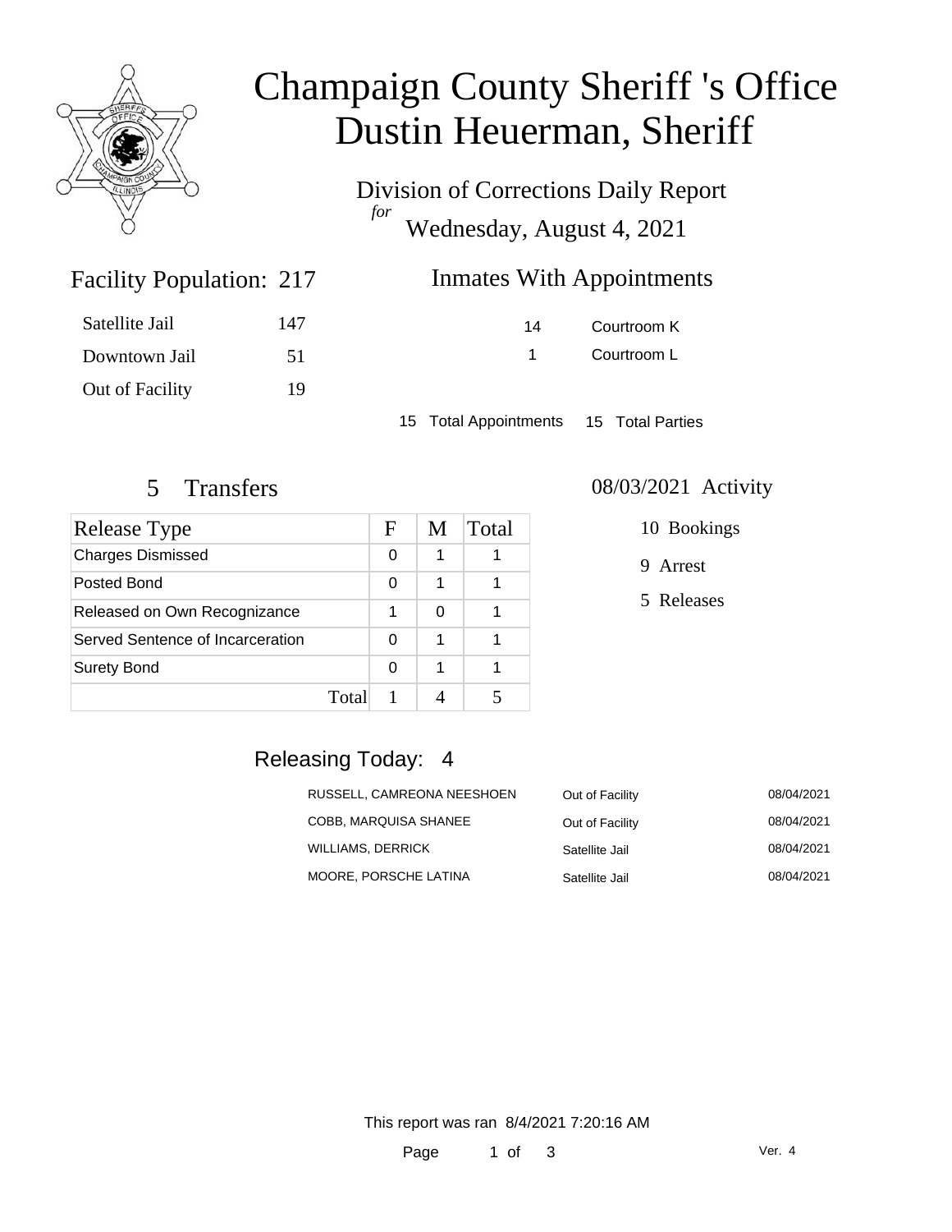# Champaign County Sheriff 's Office
# Dustin Heuerman, Sheriff

Division of Corrections Daily Report
*for*
Wednesday, August 4, 2021

## Facility Population: 217

| | |
|---|---|
| Satellite Jail | 147 |
| Downtown Jail | 51 |
| Out of Facility | 19 |

## Inmates With Appointments

| | |
|---|---|
| 14 | Courtroom K |
| 1 | Courtroom L |

15 Total Appointments    15 Total Parties

## 5 Transfers

| Release Type | F | M | Total |
|---|---|---|---|
| Charges Dismissed | 0 | 1 | 1 |
| Posted Bond | 0 | 1 | 1 |
| Released on Own Recognizance | 1 | 0 | 1 |
| Served Sentence of Incarceration | 0 | 1 | 1 |
| Surety Bond | 0 | 1 | 1 |
| Total | 1 | 4 | 5 |

## 08/03/2021 Activity

10 Bookings

9 Arrest

5 Releases

## Releasing Today: 4

| | | |
|---|---|---|
| RUSSELL, CAMREONA NEESHOEN | Out of Facility | 08/04/2021 |
| COBB, MARQUISA SHANEE | Out of Facility | 08/04/2021 |
| WILLIAMS, DERRICK | Satellite Jail | 08/04/2021 |
| MOORE, PORSCHE LATINA | Satellite Jail | 08/04/2021 |

This report was ran 8/4/2021 7:20:16 AM

Ver. 4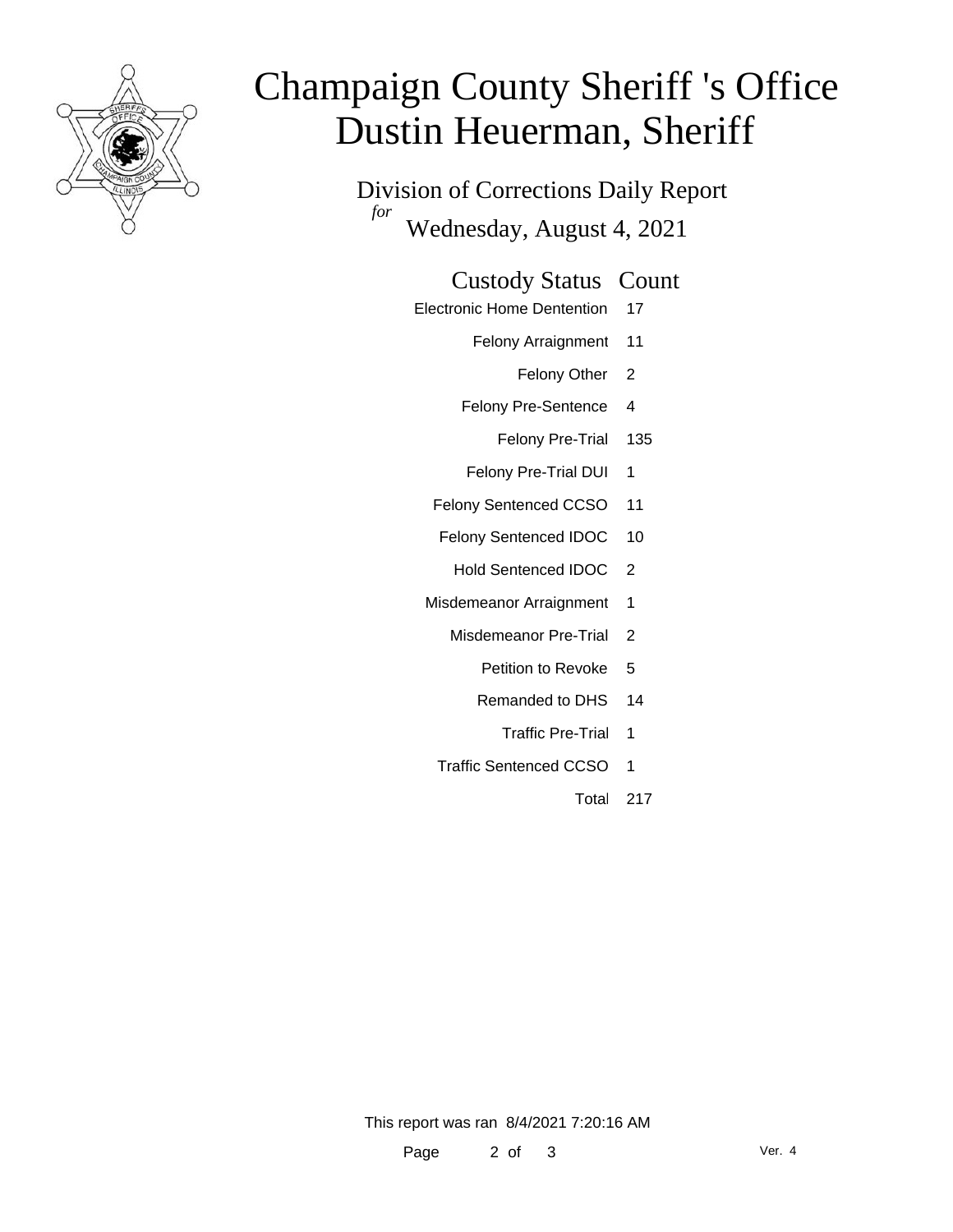# Champaign County Sheriff 's Office
# Dustin Heuerman, Sheriff

## Division of Corrections Daily Report

*for* Wednesday, August 4, 2021

| Custody Status | Count |
|---|---|
| Electronic Home Dentention | 17 |
| Felony Arraignment | 11 |
| Felony Other | 2 |
| Felony Pre-Sentence | 4 |
| Felony Pre-Trial | 135 |
| Felony Pre-Trial DUI | 1 |
| Felony Sentenced CCSO | 11 |
| Felony Sentenced IDOC | 10 |
| Hold Sentenced IDOC | 2 |
| Misdemeanor Arraignment | 1 |
| Misdemeanor Pre-Trial | 2 |
| Petition to Revoke | 5 |
| Remanded to DHS | 14 |
| Traffic Pre-Trial | 1 |
| Traffic Sentenced CCSO | 1 |
| Total | 217 |

This report was ran 8/4/2021 7:20:16 AM

Ver. 4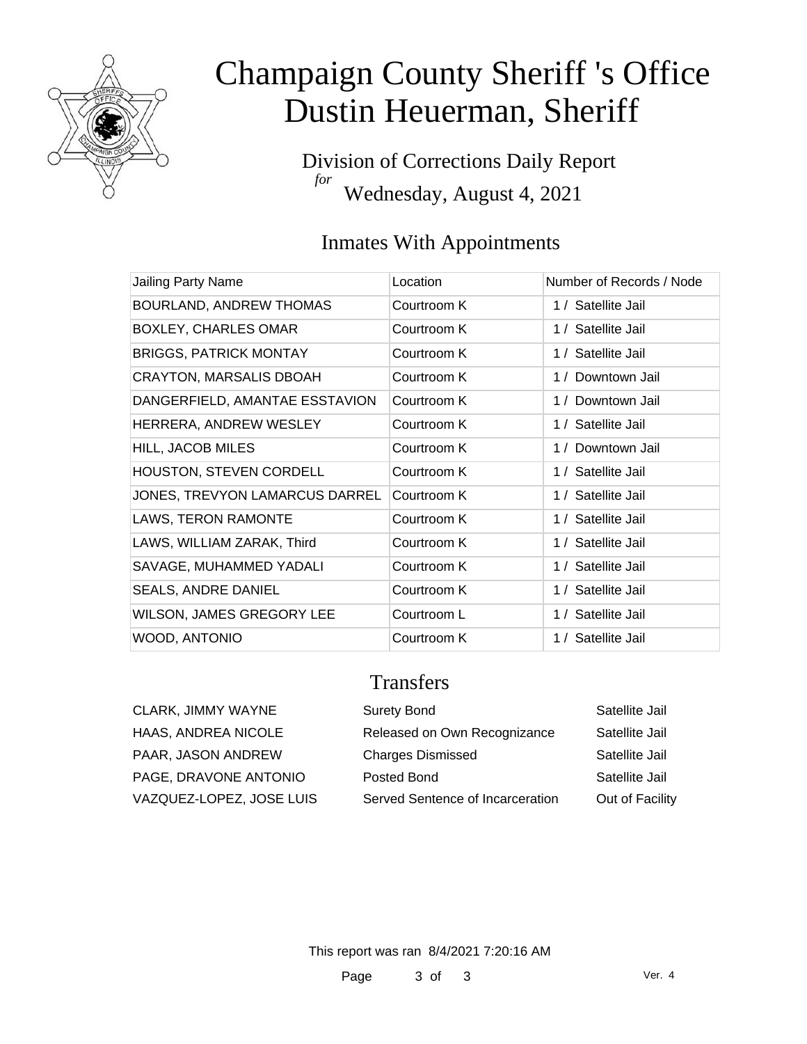# Champaign County Sheriff 's Office
# Dustin Heuerman, Sheriff

Division of Corrections Daily Report
*for*
Wednesday, August 4, 2021

## Inmates With Appointments

| Jailing Party Name | Location | Number of Records / Node |
|---|---|---|
| BOURLAND, ANDREW THOMAS | Courtroom K | 1 / Satellite Jail |
| BOXLEY, CHARLES OMAR | Courtroom K | 1 / Satellite Jail |
| BRIGGS, PATRICK MONTAY | Courtroom K | 1 / Satellite Jail |
| CRAYTON, MARSALIS DBOAH | Courtroom K | 1 / Downtown Jail |
| DANGERFIELD, AMANTAE ESSTAVION | Courtroom K | 1 / Downtown Jail |
| HERRERA, ANDREW WESLEY | Courtroom K | 1 / Satellite Jail |
| HILL, JACOB MILES | Courtroom K | 1 / Downtown Jail |
| HOUSTON, STEVEN CORDELL | Courtroom K | 1 / Satellite Jail |
| JONES, TREVYON LAMARCUS DARREL | Courtroom K | 1 / Satellite Jail |
| LAWS, TERON RAMONTE | Courtroom K | 1 / Satellite Jail |
| LAWS, WILLIAM ZARAK, Third | Courtroom K | 1 / Satellite Jail |
| SAVAGE, MUHAMMED YADALI | Courtroom K | 1 / Satellite Jail |
| SEALS, ANDRE DANIEL | Courtroom K | 1 / Satellite Jail |
| WILSON, JAMES GREGORY LEE | Courtroom L | 1 / Satellite Jail |
| WOOD, ANTONIO | Courtroom K | 1 / Satellite Jail |

## Transfers

| | | |
|---|---|---|
| CLARK, JIMMY WAYNE | Surety Bond | Satellite Jail |
| HAAS, ANDREA NICOLE | Released on Own Recognizance | Satellite Jail |
| PAAR, JASON ANDREW | Charges Dismissed | Satellite Jail |
| PAGE, DRAVONE ANTONIO | Posted Bond | Satellite Jail |
| VAZQUEZ-LOPEZ, JOSE LUIS | Served Sentence of Incarceration | Out of Facility |

This report was ran 8/4/2021 7:20:16 AM